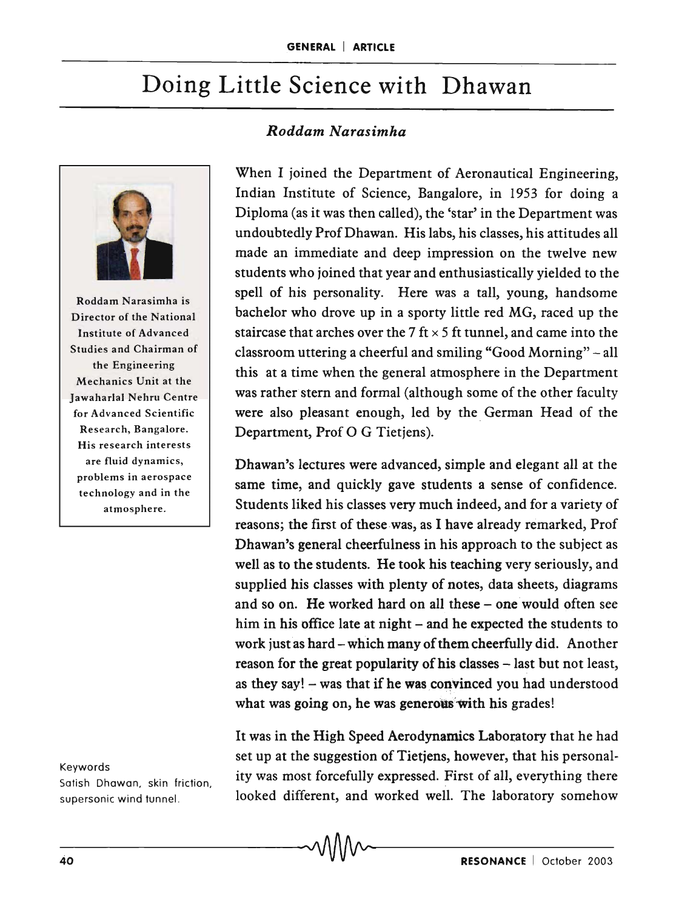# Doing Little Science with Dhawan

*Roddam Narasimha*

Roddam Narasimha is Director of the National Institute of Advanced Studies and Chairman of the Engineering Mechanics Unit at the Jawaharlal Nehru Centre for Advanced Scientific Research, Bangalore. His research interests are fluid dynamics, problems in aerospace technology and in the atmosphere.

When I joined the Department of Aeronautical Engineering, Indian Institute of Science, Bangalore, in 1953 for doing a Diploma (as it was then called), the 'star' in the Department was undoubtedly Prof Dhawan. His labs, his classes, his attitudes all made an immediate and deep impression on the twelve new students who joined that year and enthusiastically yielded to the spell of his personality. Here was a tall, young, handsome bachelor who drove up in a sporty little red MG, raced up the staircase that arches over the 7 ft × 5 ft tunnel, and came into the classroom uttering a cheerful and smiling "Good Morning" – all this at a time when the general atmosphere in the Department was rather stern and formal (although some of the other faculty were also pleasant enough, led by the German Head of the Department, Prof O G Tietjens).

Dhawan's lectures were advanced, simple and elegant all at the same time, and quickly gave students a sense of confidence. Students liked his classes very much indeed, and for a variety of reasons; the first of these was, as I have already remarked, Prof Dhawan's general cheerfulness in his approach to the subject as well as to the students. He took his teaching very seriously, and supplied his classes with plenty of notes, data sheets, diagrams and so on. He worked hard on all these – one would often see him in his office late at night – and he expected the students to work just as hard – which many of them cheerfully did. Another reason for the great popularity of his classes – last but not least, as they say! – was that if he was convinced you had understood what was going on, he was generous with his grades!

It was in the High Speed Aerodynamics Laboratory that he had set up at the suggestion of Tietjens, however, that his personality was most forcefully expressed. First of all, everything there looked different, and worked well. The laboratory somehow

Keywords
Satish Dhawan, skin friction, supersonic wind tunnel.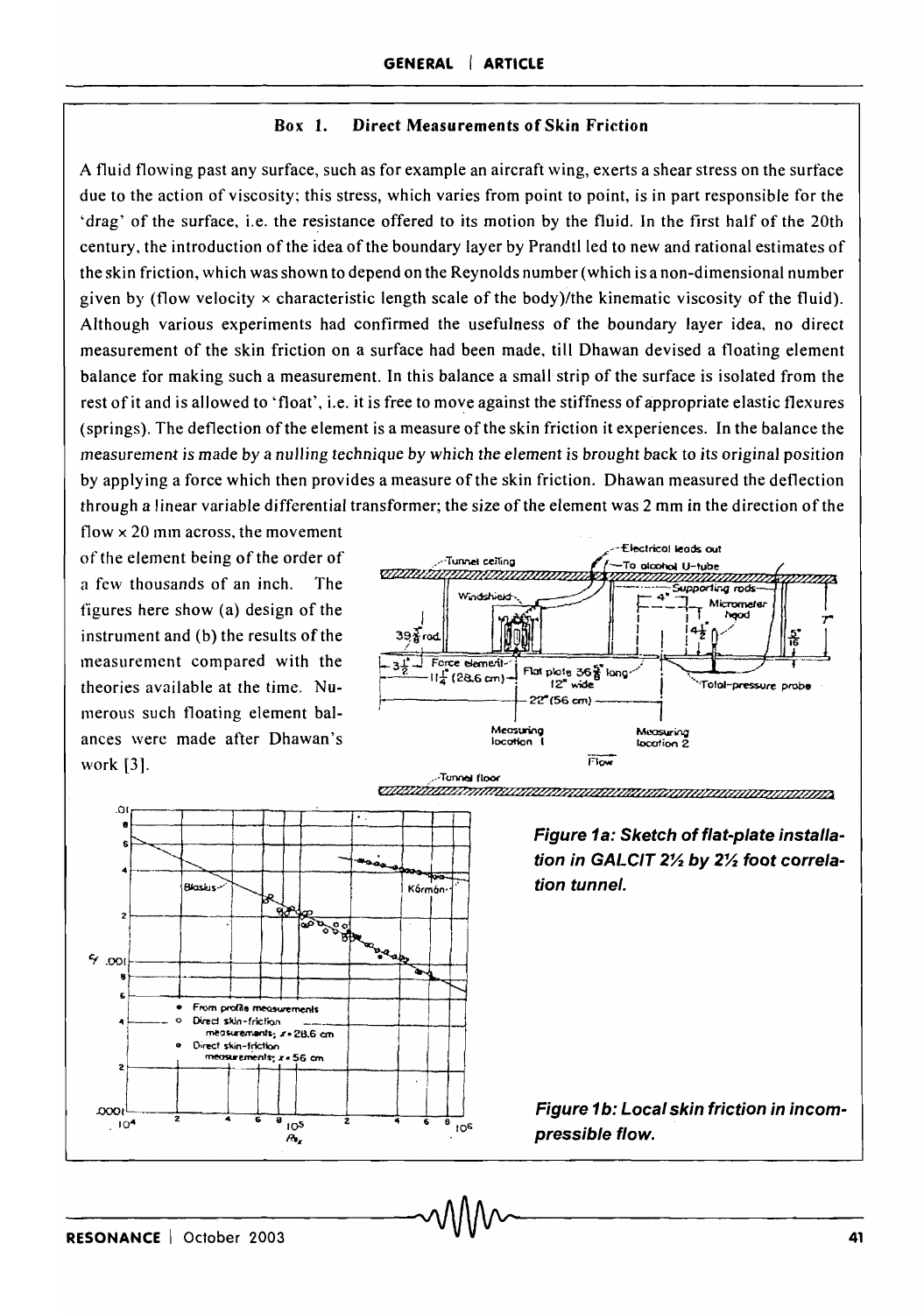### Box 1. Direct Measurements of Skin Friction

A fluid flowing past any surface, such as for example an aircraft wing, exerts a shear stress on the surface due to the action of viscosity; this stress, which varies from point to point, is in part responsible for the 'drag' of the surface, i.e. the resistance offered to its motion by the fluid. In the first half of the 20th century, the introduction of the idea of the boundary layer by Prandtl led to new and rational estimates of the skin friction, which was shown to depend on the Reynolds number (which is a non-dimensional number given by (flow velocity × characteristic length scale of the body)/the kinematic viscosity of the fluid). Although various experiments had confirmed the usefulness of the boundary layer idea, no direct measurement of the skin friction on a surface had been made, till Dhawan devised a floating element balance for making such a measurement. In this balance a small strip of the surface is isolated from the rest of it and is allowed to 'float', i.e. it is free to move against the stiffness of appropriate elastic flexures (springs). The deflection of the element is a measure of the skin friction it experiences. In the balance the measurement is made by a nulling technique by which the element is brought back to its original position by applying a force which then provides a measure of the skin friction. Dhawan measured the deflection through a linear variable differential transformer; the size of the element was 2 mm in the direction of the flow × 20 mm across, the movement of the element being of the order of a few thousands of an inch. The figures here show (a) design of the instrument and (b) the results of the measurement compared with the theories available at the time. Numerous such floating element balances were made after Dhawan's work [3].

***Figure 1a: Sketch of flat-plate installation in GALCIT 2½ by 2½ foot correlation tunnel.***

***Figure 1b: Local skin friction in incompressible flow.***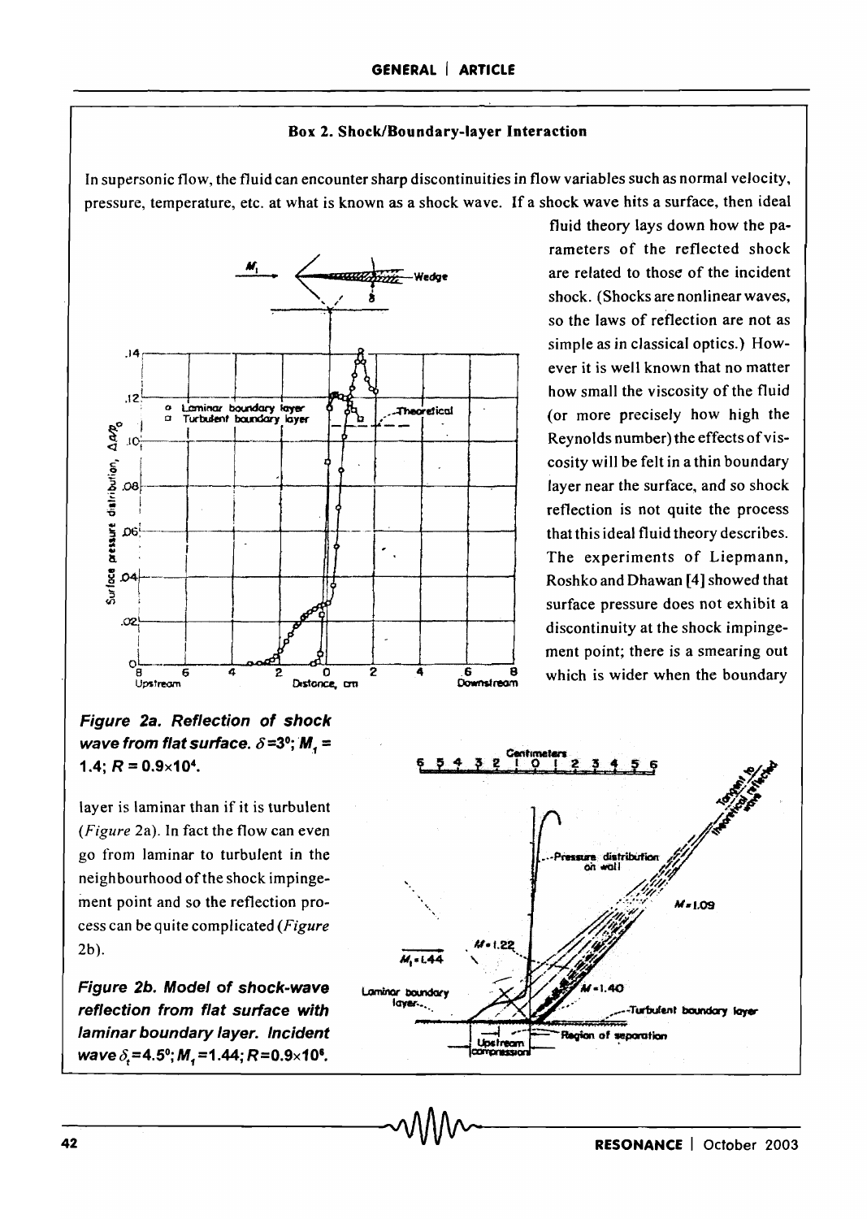### Box 2. Shock/Boundary-layer Interaction

In supersonic flow, the fluid can encounter sharp discontinuities in flow variables such as normal velocity, pressure, temperature, etc. at what is known as a shock wave. If a shock wave hits a surface, then ideal fluid theory lays down how the parameters of the reflected shock are related to those of the incident shock. (Shocks are nonlinear waves, so the laws of reflection are not as simple as in classical optics.) However it is well known that no matter how small the viscosity of the fluid (or more precisely how high the Reynolds number) the effects of viscosity will be felt in a thin boundary layer near the surface, and so shock reflection is not quite the process that this ideal fluid theory describes. The experiments of Liepmann, Roshko and Dhawan [4] showed that surface pressure does not exhibit a discontinuity at the shock impingement point; there is a smearing out which is wider when the boundary layer is laminar than if it is turbulent (*Figure* 2a). In fact the flow can even go from laminar to turbulent in the neighbourhood of the shock impingement point and so the reflection process can be quite complicated (*Figure* 2b).

***Figure 2a. Reflection of shock wave from flat surface. $\delta = 3°$; $M_1 = 1.4$; $R = 0.9 \times 10^4$.***

***Figure 2b. Model of shock-wave reflection from flat surface with laminar boundary layer. Incident wave $\delta_t = 4.5°$; $M_1 = 1.44$; $R = 0.9 \times 10^6$.***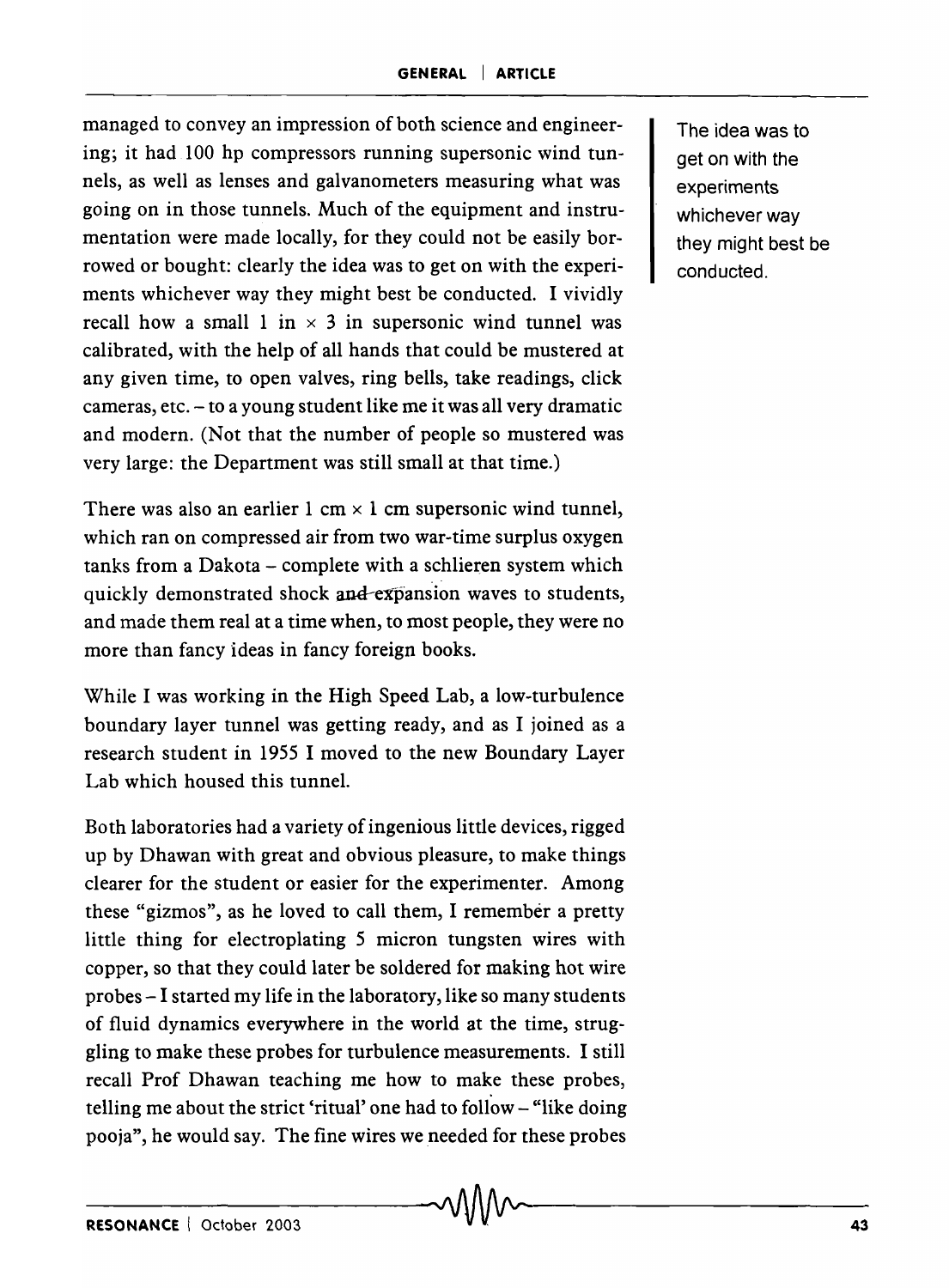managed to convey an impression of both science and engineering; it had 100 hp compressors running supersonic wind tunnels, as well as lenses and galvanometers measuring what was going on in those tunnels. Much of the equipment and instrumentation were made locally, for they could not be easily borrowed or bought: clearly the idea was to get on with the experiments whichever way they might best be conducted. I vividly recall how a small 1 in $\times$ 3 in supersonic wind tunnel was calibrated, with the help of all hands that could be mustered at any given time, to open valves, ring bells, take readings, click cameras, etc. – to a young student like me it was all very dramatic and modern. (Not that the number of people so mustered was very large: the Department was still small at that time.)

The idea was to get on with the experiments whichever way they might best be conducted.

There was also an earlier 1 cm $\times$ 1 cm supersonic wind tunnel, which ran on compressed air from two war-time surplus oxygen tanks from a Dakota – complete with a schlieren system which quickly demonstrated shock and expansion waves to students, and made them real at a time when, to most people, they were no more than fancy ideas in fancy foreign books.

While I was working in the High Speed Lab, a low-turbulence boundary layer tunnel was getting ready, and as I joined as a research student in 1955 I moved to the new Boundary Layer Lab which housed this tunnel.

Both laboratories had a variety of ingenious little devices, rigged up by Dhawan with great and obvious pleasure, to make things clearer for the student or easier for the experimenter. Among these "gizmos", as he loved to call them, I remember a pretty little thing for electroplating 5 micron tungsten wires with copper, so that they could later be soldered for making hot wire probes – I started my life in the laboratory, like so many students of fluid dynamics everywhere in the world at the time, struggling to make these probes for turbulence measurements. I still recall Prof Dhawan teaching me how to make these probes, telling me about the strict 'ritual' one had to follow – "like doing pooja", he would say. The fine wires we needed for these probes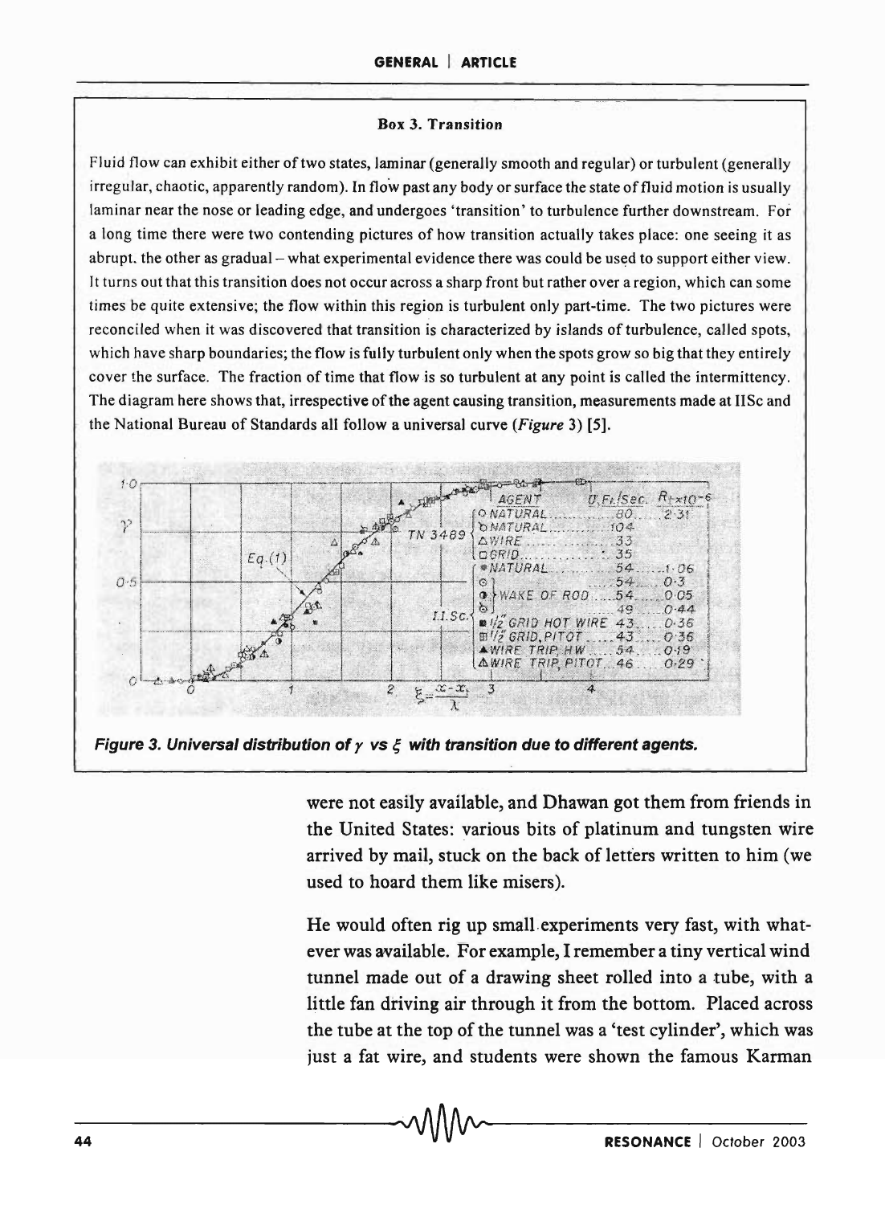### Box 3. Transition

Fluid flow can exhibit either of two states, **laminar** (generally smooth and regular) or **turbulent** (generally irregular, chaotic, apparently random). In flow past any body or surface the state of fluid motion is usually laminar near the nose or leading edge, and undergoes 'transition' to turbulence further downstream. For a long time there were two contending pictures of how transition actually takes place: one seeing it as abrupt, the other as gradual – what experimental evidence there was could be used to support either view. It turns out that this transition does not occur across a sharp front but rather over a region, which can sometimes be quite extensive; the flow within this region is turbulent only part-time. The two pictures were reconciled when it was discovered that transition is characterized by islands of turbulence, called spots, which have sharp boundaries; the flow is fully turbulent only when the spots grow so big that they entirely cover the surface. The fraction of time that flow is so turbulent at any point is called the intermittency. The diagram here shows that, irrespective of the agent causing transition, measurements made at IISc and the National Bureau of Standards all follow a universal curve (*Figure* 3) [5].

***Figure 3. Universal distribution of $\gamma$ vs $\xi$ with transition due to different agents.***

were not easily available, and Dhawan got them from friends in the United States: various bits of platinum and tungsten wire arrived by mail, stuck on the back of letters written to him (we used to hoard them like misers).

He would often rig up small experiments very fast, with whatever was available. For example, I remember a tiny vertical wind tunnel made out of a drawing sheet rolled into a tube, with a little fan driving air through it from the bottom. Placed across the tube at the top of the tunnel was a 'test cylinder', which was just a fat wire, and students were shown the famous Karman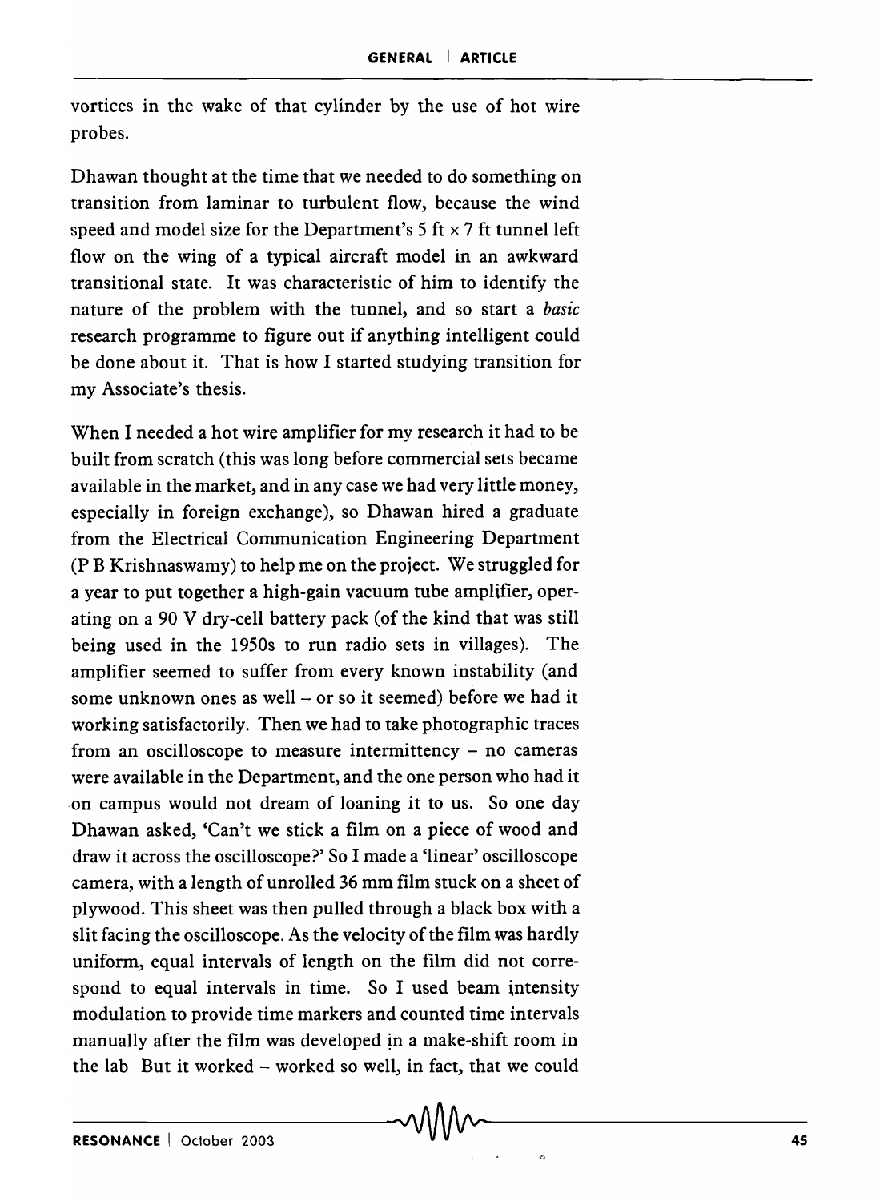vortices in the wake of that cylinder by the use of hot wire probes.

Dhawan thought at the time that we needed to do something on transition from laminar to turbulent flow, because the wind speed and model size for the Department's 5 ft × 7 ft tunnel left flow on the wing of a typical aircraft model in an awkward transitional state. It was characteristic of him to identify the nature of the problem with the tunnel, and so start a *basic* research programme to figure out if anything intelligent could be done about it. That is how I started studying transition for my Associate's thesis.

When I needed a hot wire amplifier for my research it had to be built from scratch (this was long before commercial sets became available in the market, and in any case we had very little money, especially in foreign exchange), so Dhawan hired a graduate from the Electrical Communication Engineering Department (P B Krishnaswamy) to help me on the project. We struggled for a year to put together a high-gain vacuum tube amplifier, operating on a 90 V dry-cell battery pack (of the kind that was still being used in the 1950s to run radio sets in villages). The amplifier seemed to suffer from every known instability (and some unknown ones as well – or so it seemed) before we had it working satisfactorily. Then we had to take photographic traces from an oscilloscope to measure intermittency – no cameras were available in the Department, and the one person who had it on campus would not dream of loaning it to us. So one day Dhawan asked, 'Can't we stick a film on a piece of wood and draw it across the oscilloscope?' So I made a 'linear' oscilloscope camera, with a length of unrolled 36 mm film stuck on a sheet of plywood. This sheet was then pulled through a black box with a slit facing the oscilloscope. As the velocity of the film was hardly uniform, equal intervals of length on the film did not correspond to equal intervals in time. So I used beam intensity modulation to provide time markers and counted time intervals manually after the film was developed in a make-shift room in the lab But it worked – worked so well, in fact, that we could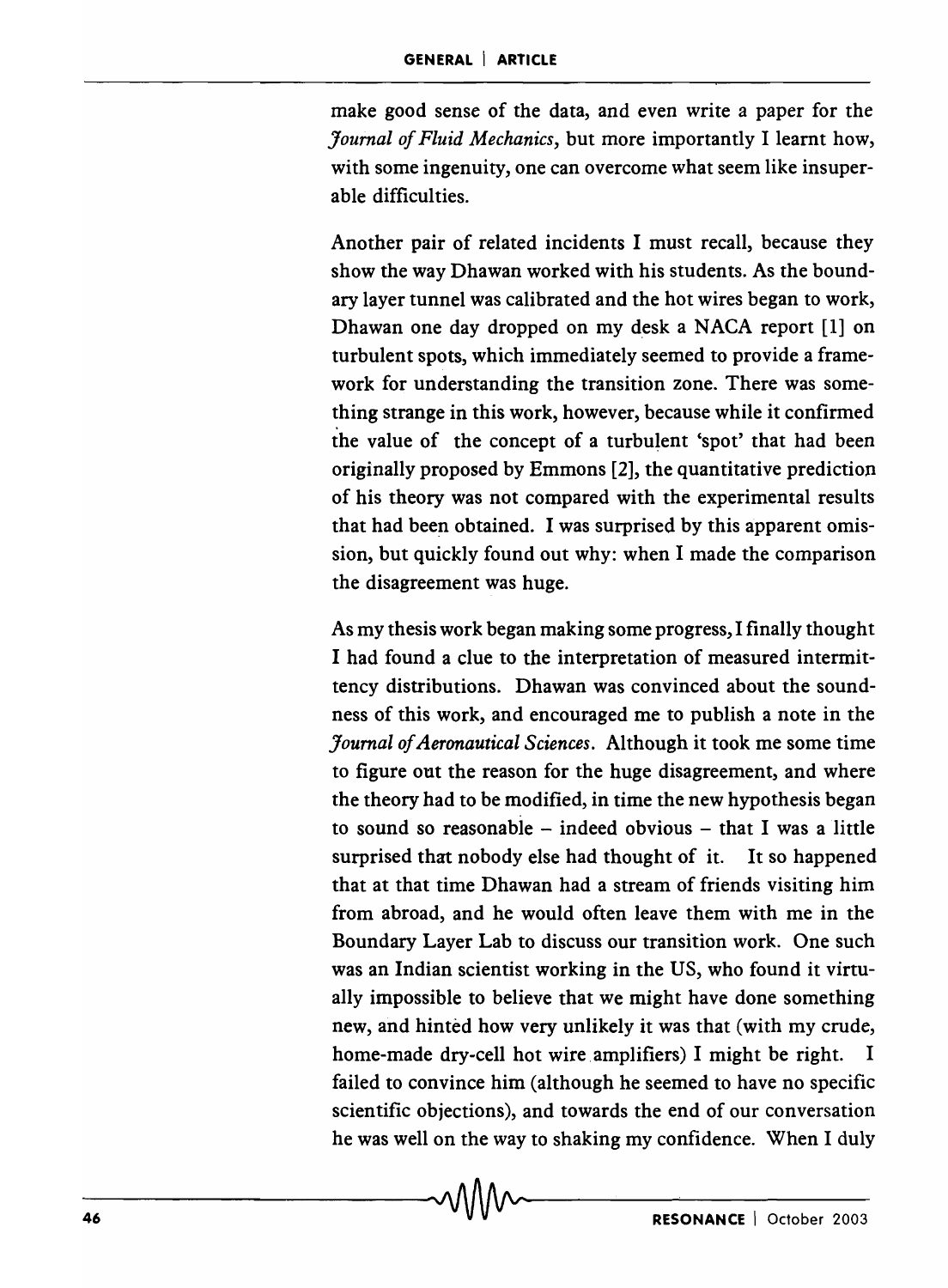make good sense of the data, and even write a paper for the *Journal of Fluid Mechanics*, but more importantly I learnt how, with some ingenuity, one can overcome what seem like insuperable difficulties.

Another pair of related incidents I must recall, because they show the way Dhawan worked with his students. As the boundary layer tunnel was calibrated and the hot wires began to work, Dhawan one day dropped on my desk a NACA report [1] on turbulent spots, which immediately seemed to provide a framework for understanding the transition zone. There was something strange in this work, however, because while it confirmed the value of the concept of a turbulent 'spot' that had been originally proposed by Emmons [2], the quantitative prediction of his theory was not compared with the experimental results that had been obtained. I was surprised by this apparent omission, but quickly found out why: when I made the comparison the disagreement was huge.

As my thesis work began making some progress, I finally thought I had found a clue to the interpretation of measured intermittency distributions. Dhawan was convinced about the soundness of this work, and encouraged me to publish a note in the *Journal of Aeronautical Sciences*. Although it took me some time to figure out the reason for the huge disagreement, and where the theory had to be modified, in time the new hypothesis began to sound so reasonable – indeed obvious – that I was a little surprised that nobody else had thought of it. It so happened that at that time Dhawan had a stream of friends visiting him from abroad, and he would often leave them with me in the Boundary Layer Lab to discuss our transition work. One such was an Indian scientist working in the US, who found it virtually impossible to believe that we might have done something new, and hinted how very unlikely it was that (with my crude, home-made dry-cell hot wire amplifiers) I might be right. I failed to convince him (although he seemed to have no specific scientific objections), and towards the end of our conversation he was well on the way to shaking my confidence. When I duly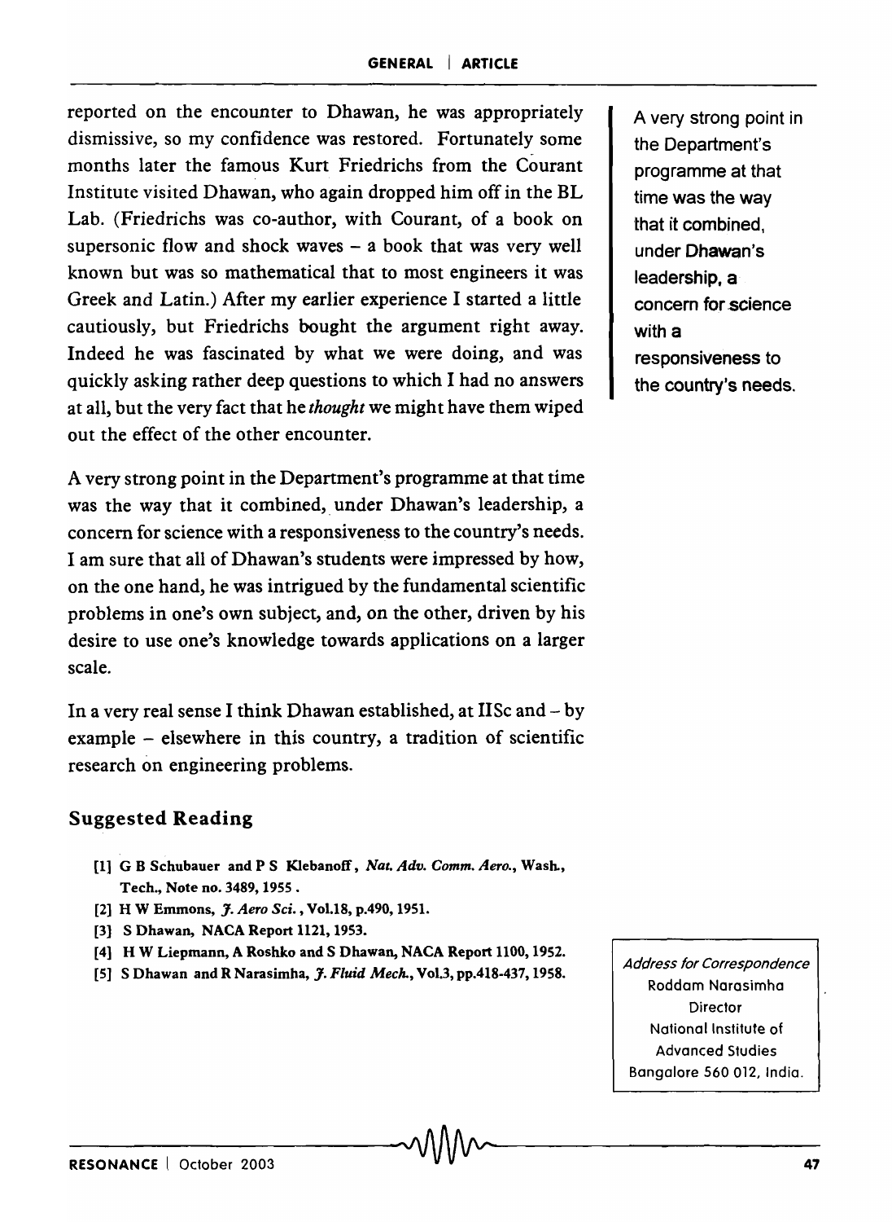reported on the encounter to Dhawan, he was appropriately dismissive, so my confidence was restored. Fortunately some months later the famous Kurt Friedrichs from the Courant Institute visited Dhawan, who again dropped him off in the BL Lab. (Friedrichs was co-author, with Courant, of a book on supersonic flow and shock waves – a book that was very well known but was so mathematical that to most engineers it was Greek and Latin.) After my earlier experience I started a little cautiously, but Friedrichs bought the argument right away. Indeed he was fascinated by what we were doing, and was quickly asking rather deep questions to which I had no answers at all, but the very fact that he *thought* we might have them wiped out the effect of the other encounter.

A very strong point in the Department's programme at that time was the way that it combined, under Dhawan's leadership, a concern for science with a responsiveness to the country's needs.

A very strong point in the Department's programme at that time was the way that it combined, under Dhawan's leadership, a concern for science with a responsiveness to the country's needs. I am sure that all of Dhawan's students were impressed by how, on the one hand, he was intrigued by the fundamental scientific problems in one's own subject, and, on the other, driven by his desire to use one's knowledge towards applications on a larger scale.

In a very real sense I think Dhawan established, at IISc and – by example – elsewhere in this country, a tradition of scientific research on engineering problems.

## Suggested Reading

[1] G B Schubauer and P S Klebanoff, *Nat. Adv. Comm. Aero.*, Wash., Tech., Note no. 3489, 1955.

[2] H W Emmons, *J. Aero Sci.*, Vol.18, p.490, 1951.

[3] S Dhawan, NACA Report 1121, 1953.

[4] H W Liepmann, A Roshko and S Dhawan, NACA Report 1100, 1952.

[5] S Dhawan and R Narasimha, *J. Fluid Mech.*, Vol.3, pp.418-437, 1958.

*Address for Correspondence*
Roddam Narasimha
Director
National Institute of Advanced Studies
Bangalore 560 012, India.